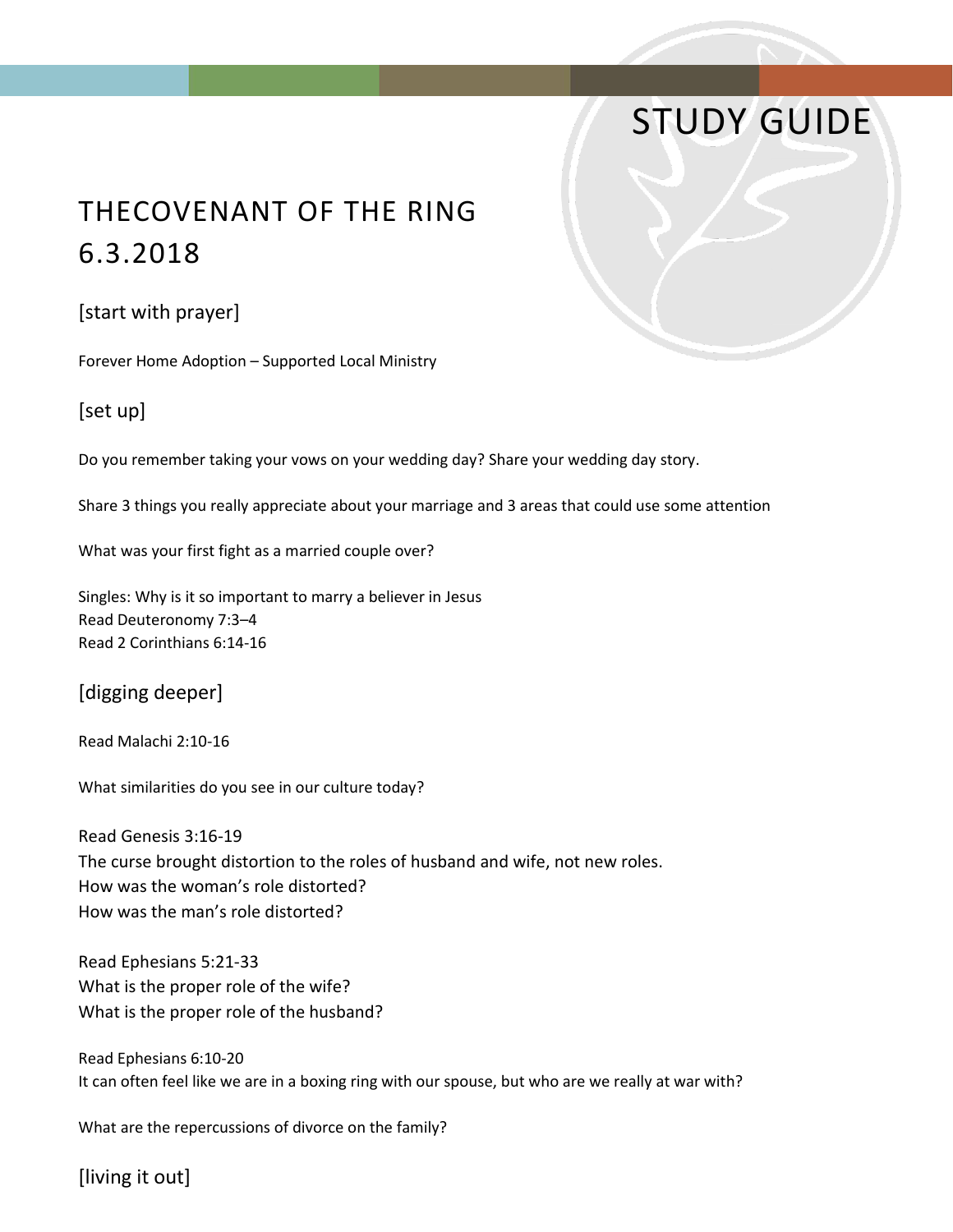# STUDY GUIDE

## THECOVENANT OF THE RING
## 6.3.2018

### [start with prayer]

Forever Home Adoption – Supported Local Ministry

### [set up]

Do you remember taking your vows on your wedding day? Share your wedding day story.

Share 3 things you really appreciate about your marriage and 3 areas that could use some attention

What was your first fight as a married couple over?

Singles: Why is it so important to marry a believer in Jesus
Read Deuteronomy 7:3–4
Read 2 Corinthians 6:14-16

### [digging deeper]

Read Malachi 2:10-16

What similarities do you see in our culture today?

Read Genesis 3:16-19
The curse brought distortion to the roles of husband and wife, not new roles.
How was the woman's role distorted?
How was the man's role distorted?

Read Ephesians 5:21-33
What is the proper role of the wife?
What is the proper role of the husband?

Read Ephesians 6:10-20
It can often feel like we are in a boxing ring with our spouse, but who are we really at war with?

What are the repercussions of divorce on the family?

### [living it out]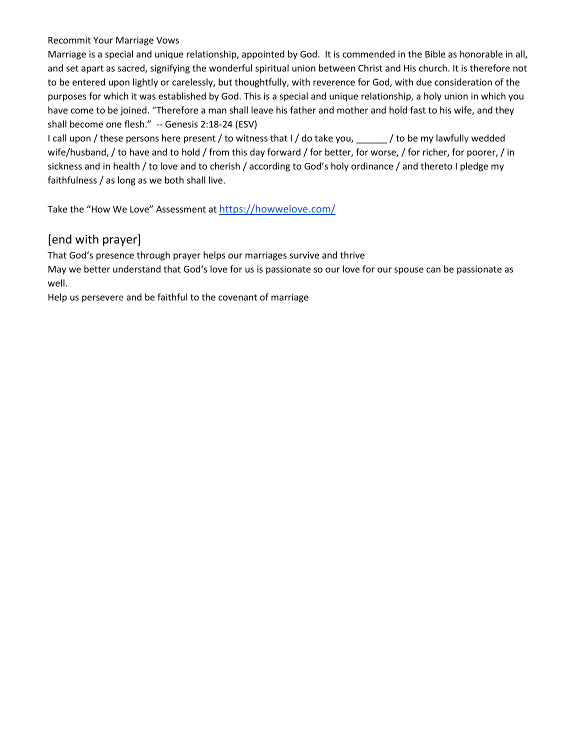Recommit Your Marriage Vows

Marriage is a special and unique relationship, appointed by God. It is commended in the Bible as honorable in all, and set apart as sacred, signifying the wonderful spiritual union between Christ and His church. It is therefore not to be entered upon lightly or carelessly, but thoughtfully, with reverence for God, with due consideration of the purposes for which it was established by God. This is a special and unique relationship, a holy union in which you have come to be joined. "Therefore a man shall leave his father and mother and hold fast to his wife, and they shall become one flesh." -- Genesis 2:18-24 (ESV)

I call upon / these persons here present / to witness that I / do take you, ______ / to be my lawfully wedded wife/husband, / to have and to hold / from this day forward / for better, for worse, / for richer, for poorer, / in sickness and in health / to love and to cherish / according to God's holy ordinance / and thereto I pledge my faithfulness / as long as we both shall live.

Take the "How We Love" Assessment at https://howwelove.com/

## [end with prayer]

That God's presence through prayer helps our marriages survive and thrive

May we better understand that God's love for us is passionate so our love for our spouse can be passionate as well.

Help us persevere and be faithful to the covenant of marriage